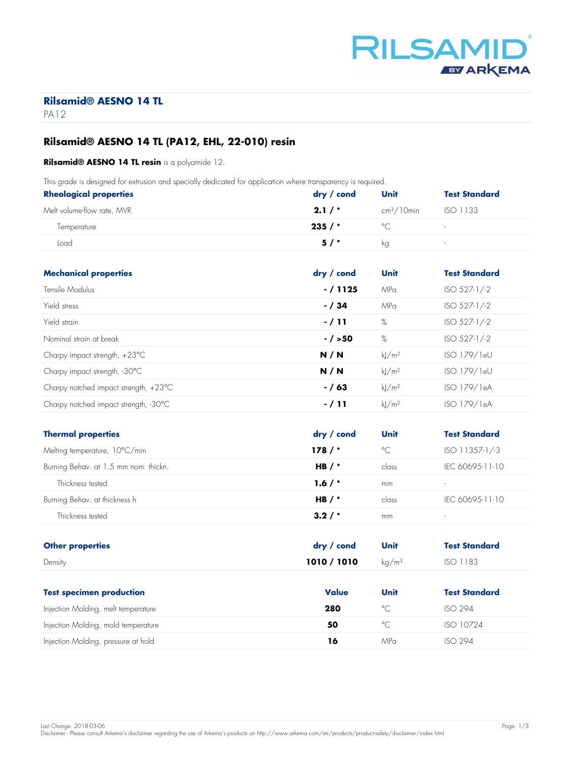RILSAMID® BY ARKEMA

# Rilsamid® AESNO 14 TL

PA12

## Rilsamid® AESNO 14 TL (PA12, EHL, 22-010) resin

**Rilsamid® AESNO 14 TL resin** is a polyamide 12.

This grade is designed for extrusion and specially dedicated for application where transparency is required.

| Rheological properties | dry / cond | Unit | Test Standard |
|---|---|---|---|
| Melt volume-flow rate, MVR | **2.1 / *** | $cm^3$/10min | ISO 1133 |
| Temperature | **235 / *** | °C | - |
| Load | **5 / *** | kg | - |

| Mechanical properties | dry / cond | Unit | Test Standard |
|---|---|---|---|
| Tensile Modulus | **- / 1125** | MPa | ISO 527-1/-2 |
| Yield stress | **- / 34** | MPa | ISO 527-1/-2 |
| Yield strain | **- / 11** | % | ISO 527-1/-2 |
| Nominal strain at break | **- / >50** | % | ISO 527-1/-2 |
| Charpy impact strength, +23°C | **N / N** | kJ/$m^2$ | ISO 179/1eU |
| Charpy impact strength, -30°C | **N / N** | kJ/$m^2$ | ISO 179/1eU |
| Charpy notched impact strength, +23°C | **- / 63** | kJ/$m^2$ | ISO 179/1eA |
| Charpy notched impact strength, -30°C | **- / 11** | kJ/$m^2$ | ISO 179/1eA |

| Thermal properties | dry / cond | Unit | Test Standard |
|---|---|---|---|
| Melting temperature, 10°C/min | **178 / *** | °C | ISO 11357-1/-3 |
| Burning Behav. at 1.5 mm nom. thickn. | **HB / *** | class | IEC 60695-11-10 |
| Thickness tested | **1.6 / *** | mm | - |
| Burning Behav. at thickness h | **HB / *** | class | IEC 60695-11-10 |
| Thickness tested | **3.2 / *** | mm | - |

| Other properties | dry / cond | Unit | Test Standard |
|---|---|---|---|
| Density | **1010 / 1010** | kg/$m^3$ | ISO 1183 |

| Test specimen production | Value | Unit | Test Standard |
|---|---|---|---|
| Injection Molding, melt temperature | **280** | °C | ISO 294 |
| Injection Molding, mold temperature | **50** | °C | ISO 10724 |
| Injection Molding, pressure at hold | **16** | MPa | ISO 294 |

Last Change: 2018-03-06
Disclaimer - Please consult Arkema's disclaimer regarding the use of Arkema's products on http://www.arkema.com/en/products/product-safety/disclaimer/index.html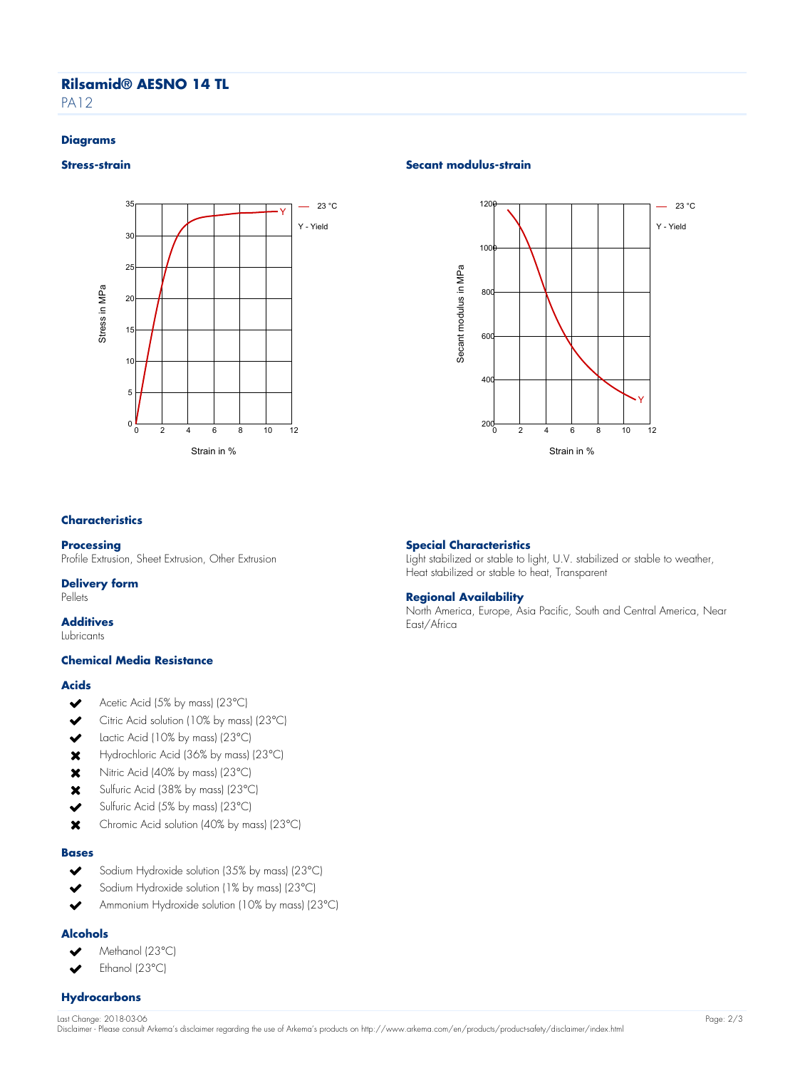# Rilsamid® AESNO 14 TL

PA12

## Diagrams

### Stress-strain

23 °C

Y - Yield

Stress in MPa

Strain in %

### Secant modulus-strain

23 °C

Y - Yield

Secant modulus in MPa

Strain in %

## Characteristics

### Processing

Profile Extrusion, Sheet Extrusion, Other Extrusion

### Delivery form

Pellets

### Additives

Lubricants

### Special Characteristics

Light stabilized or stable to light, U.V. stabilized or stable to weather, Heat stabilized or stable to heat, Transparent

### Regional Availability

North America, Europe, Asia Pacific, South and Central America, Near East/Africa

## Chemical Media Resistance

### Acids

- ✔ Acetic Acid (5% by mass) (23°C)
- ✔ Citric Acid solution (10% by mass) (23°C)
- ✔ Lactic Acid (10% by mass) (23°C)
- ✖ Hydrochloric Acid (36% by mass) (23°C)
- ✖ Nitric Acid (40% by mass) (23°C)
- ✖ Sulfuric Acid (38% by mass) (23°C)
- ✔ Sulfuric Acid (5% by mass) (23°C)
- ✖ Chromic Acid solution (40% by mass) (23°C)

### Bases

- ✔ Sodium Hydroxide solution (35% by mass) (23°C)
- ✔ Sodium Hydroxide solution (1% by mass) (23°C)
- ✔ Ammonium Hydroxide solution (10% by mass) (23°C)

### Alcohols

- ✔ Methanol (23°C)
- ✔ Ethanol (23°C)

### Hydrocarbons

Last Change: 2018-03-06

Disclaimer - Please consult Arkema's disclaimer regarding the use of Arkema's products on http://www.arkema.com/en/products/product-safety/disclaimer/index.html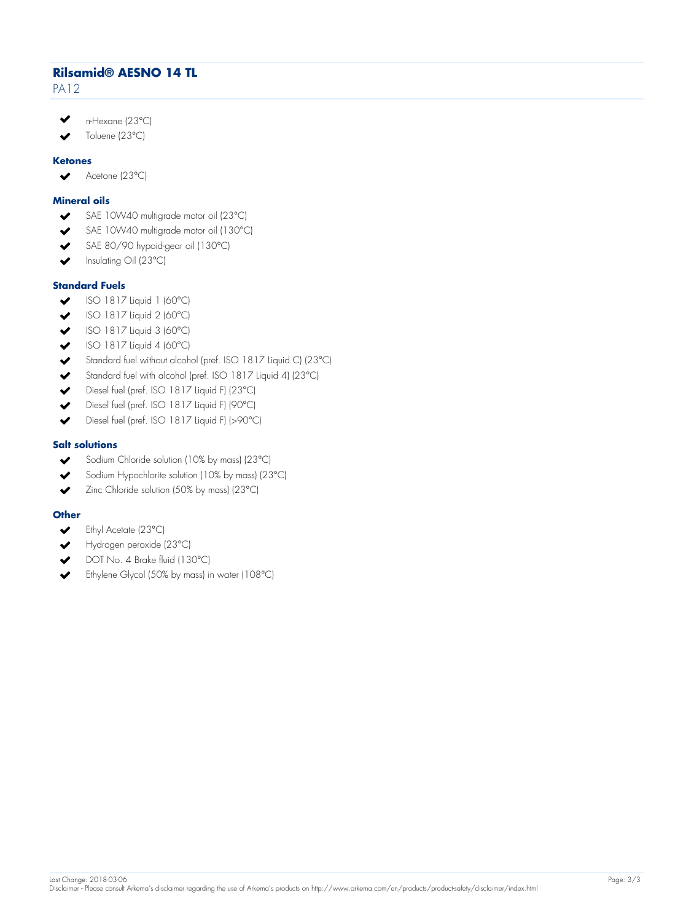# Rilsamid® AESNO 14 TL

PA12

- ✔ n-Hexane (23°C)
- ✔ Toluene (23°C)

### Ketones

- ✔ Acetone (23°C)

### Mineral oils

- ✔ SAE 10W40 multigrade motor oil (23°C)
- ✔ SAE 10W40 multigrade motor oil (130°C)
- ✔ SAE 80/90 hypoid-gear oil (130°C)
- ✔ Insulating Oil (23°C)

### Standard Fuels

- ✔ ISO 1817 Liquid 1 (60°C)
- ✔ ISO 1817 Liquid 2 (60°C)
- ✔ ISO 1817 Liquid 3 (60°C)
- ✔ ISO 1817 Liquid 4 (60°C)
- ✔ Standard fuel without alcohol (pref. ISO 1817 Liquid C) (23°C)
- ✔ Standard fuel with alcohol (pref. ISO 1817 Liquid 4) (23°C)
- ✔ Diesel fuel (pref. ISO 1817 Liquid F) (23°C)
- ✔ Diesel fuel (pref. ISO 1817 Liquid F) (90°C)
- ✔ Diesel fuel (pref. ISO 1817 Liquid F) (>90°C)

### Salt solutions

- ✔ Sodium Chloride solution (10% by mass) (23°C)
- ✔ Sodium Hypochlorite solution (10% by mass) (23°C)
- ✔ Zinc Chloride solution (50% by mass) (23°C)

### Other

- ✔ Ethyl Acetate (23°C)
- ✔ Hydrogen peroxide (23°C)
- ✔ DOT No. 4 Brake fluid (130°C)
- ✔ Ethylene Glycol (50% by mass) in water (108°C)

Last Change: 2018-03-06

Disclaimer - Please consult Arkema's disclaimer regarding the use of Arkema's products on http://www.arkema.com/en/products/product-safety/disclaimer/index.html